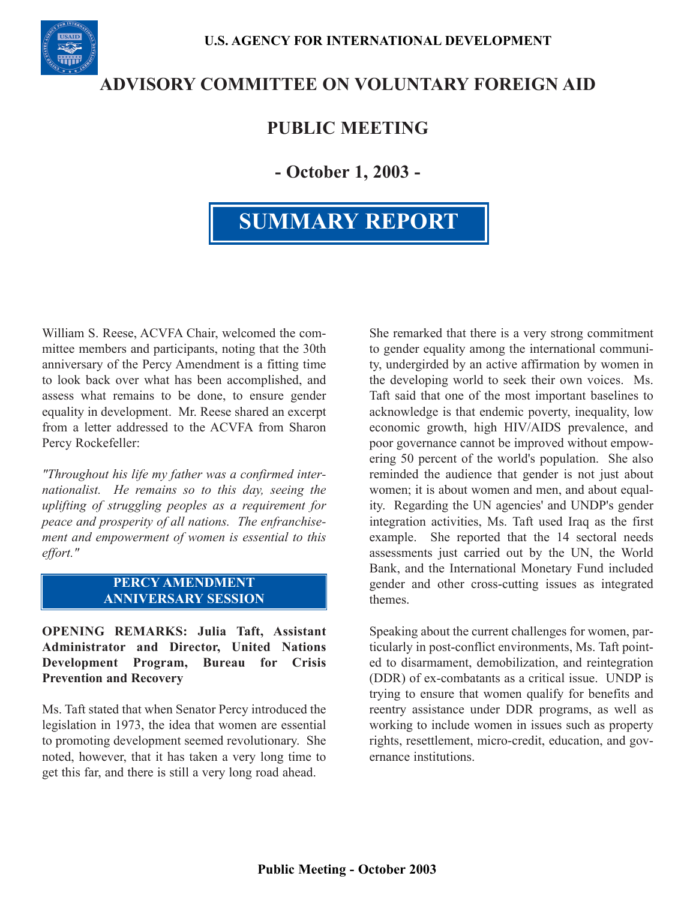U.S. AGENCY FOR INTERNATIONAL DEVELOPMENT

# ADVISORY COMMITTEE ON VOLUNTARY FOREIGN AID

## PUBLIC MEETING

## - October 1, 2003 -

# SUMMARY REPORT

William S. Reese, ACVFA Chair, welcomed the committee members and participants, noting that the 30th anniversary of the Percy Amendment is a fitting time to look back over what has been accomplished, and assess what remains to be done, to ensure gender equality in development. Mr. Reese shared an excerpt from a letter addressed to the ACVFA from Sharon Percy Rockefeller:

*"Throughout his life my father was a confirmed internationalist. He remains so to this day, seeing the uplifting of struggling peoples as a requirement for peace and prosperity of all nations. The enfranchisement and empowerment of women is essential to this effort."*

## PERCY AMENDMENT ANNIVERSARY SESSION

**OPENING REMARKS: Julia Taft, Assistant Administrator and Director, United Nations Development Program, Bureau for Crisis Prevention and Recovery**

Ms. Taft stated that when Senator Percy introduced the legislation in 1973, the idea that women are essential to promoting development seemed revolutionary. She noted, however, that it has taken a very long time to get this far, and there is still a very long road ahead.

She remarked that there is a very strong commitment to gender equality among the international community, undergirded by an active affirmation by women in the developing world to seek their own voices. Ms. Taft said that one of the most important baselines to acknowledge is that endemic poverty, inequality, low economic growth, high HIV/AIDS prevalence, and poor governance cannot be improved without empowering 50 percent of the world's population. She also reminded the audience that gender is not just about women; it is about women and men, and about equality. Regarding the UN agencies' and UNDP's gender integration activities, Ms. Taft used Iraq as the first example. She reported that the 14 sectoral needs assessments just carried out by the UN, the World Bank, and the International Monetary Fund included gender and other cross-cutting issues as integrated themes.

Speaking about the current challenges for women, particularly in post-conflict environments, Ms. Taft pointed to disarmament, demobilization, and reintegration (DDR) of ex-combatants as a critical issue. UNDP is trying to ensure that women qualify for benefits and reentry assistance under DDR programs, as well as working to include women in issues such as property rights, resettlement, micro-credit, education, and governance institutions.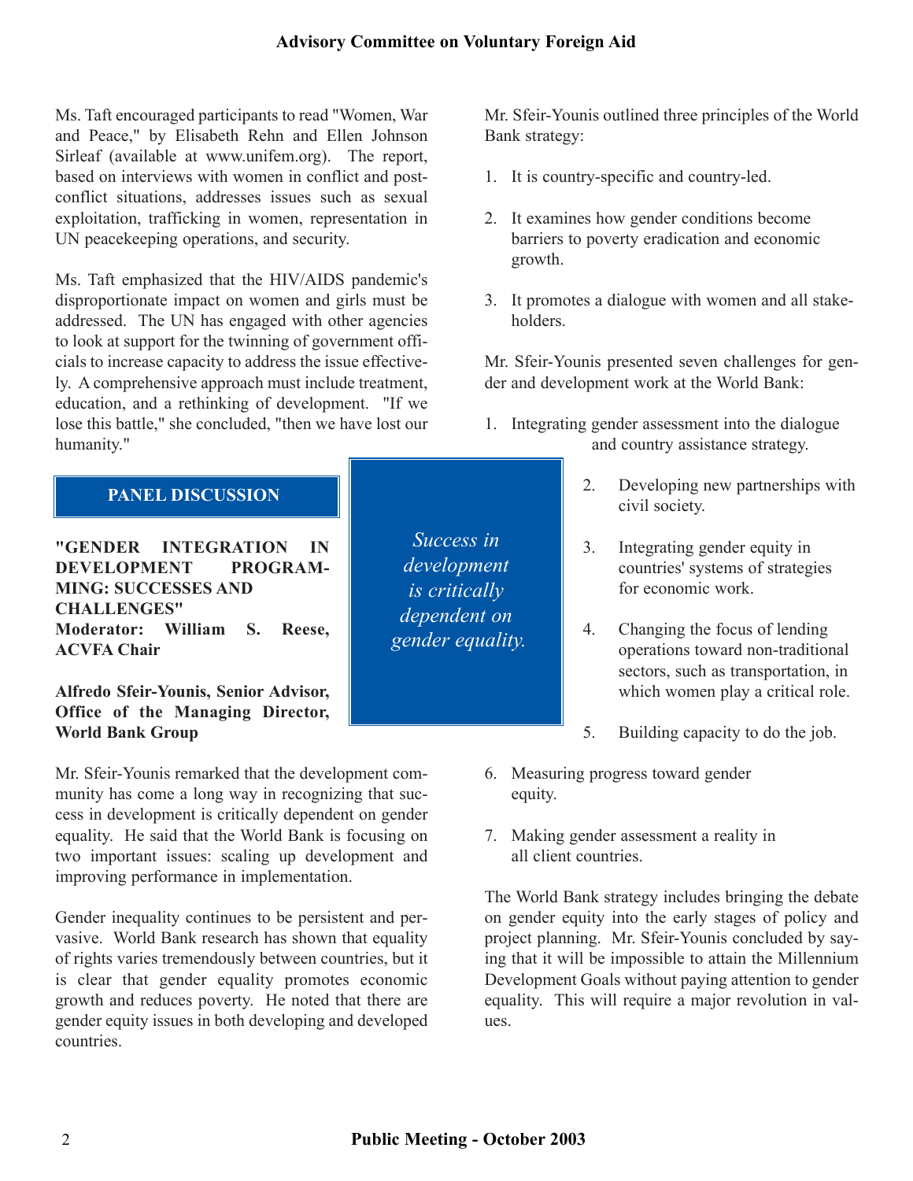Ms. Taft encouraged participants to read "Women, War and Peace," by Elisabeth Rehn and Ellen Johnson Sirleaf (available at www.unifem.org). The report, based on interviews with women in conflict and post-conflict situations, addresses issues such as sexual exploitation, trafficking in women, representation in UN peacekeeping operations, and security.

Ms. Taft emphasized that the HIV/AIDS pandemic's disproportionate impact on women and girls must be addressed. The UN has engaged with other agencies to look at support for the twinning of government officials to increase capacity to address the issue effectively. A comprehensive approach must include treatment, education, and a rethinking of development. "If we lose this battle," she concluded, "then we have lost our humanity."

## PANEL DISCUSSION

**"GENDER INTEGRATION IN DEVELOPMENT PROGRAMMING: SUCCESSES AND CHALLENGES"**
**Moderator: William S. Reese, ACVFA Chair**

**Alfredo Sfeir-Younis, Senior Advisor, Office of the Managing Director, World Bank Group**

Mr. Sfeir-Younis remarked that the development community has come a long way in recognizing that success in development is critically dependent on gender equality. He said that the World Bank is focusing on two important issues: scaling up development and improving performance in implementation.

Gender inequality continues to be persistent and pervasive. World Bank research has shown that equality of rights varies tremendously between countries, but it is clear that gender equality promotes economic growth and reduces poverty. He noted that there are gender equity issues in both developing and developed countries.

*Success in development is critically dependent on gender equality.*

Mr. Sfeir-Younis outlined three principles of the World Bank strategy:

1. It is country-specific and country-led.
2. It examines how gender conditions become barriers to poverty eradication and economic growth.
3. It promotes a dialogue with women and all stakeholders.

Mr. Sfeir-Younis presented seven challenges for gender and development work at the World Bank:

1. Integrating gender assessment into the dialogue and country assistance strategy.
2. Developing new partnerships with civil society.
3. Integrating gender equity in countries' systems of strategies for economic work.
4. Changing the focus of lending operations toward non-traditional sectors, such as transportation, in which women play a critical role.
5. Building capacity to do the job.
6. Measuring progress toward gender equity.
7. Making gender assessment a reality in all client countries.

The World Bank strategy includes bringing the debate on gender equity into the early stages of policy and project planning. Mr. Sfeir-Younis concluded by saying that it will be impossible to attain the Millennium Development Goals without paying attention to gender equality. This will require a major revolution in values.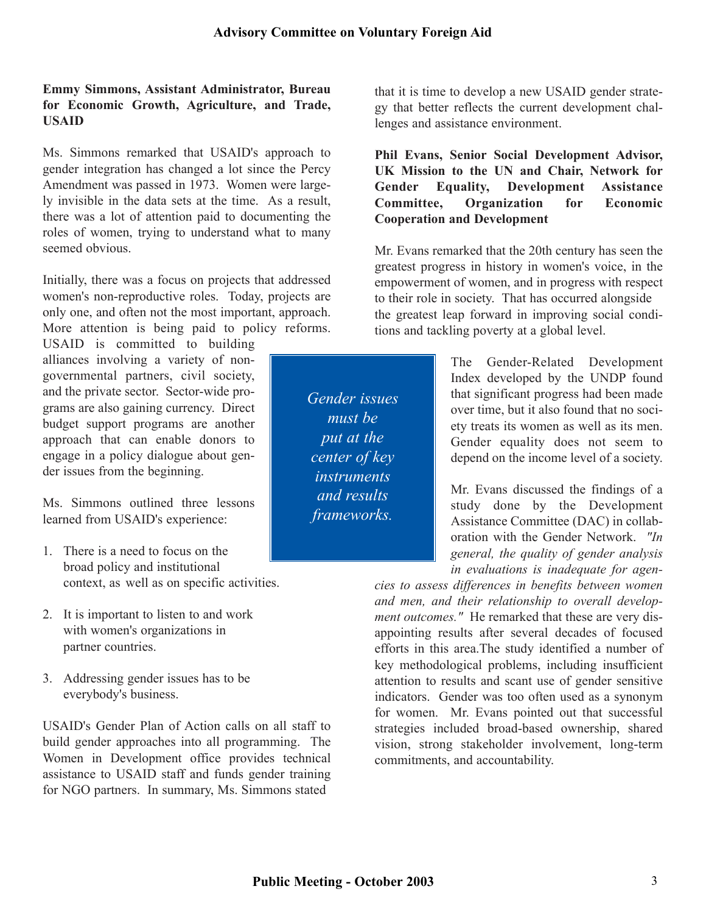**Emmy Simmons, Assistant Administrator, Bureau for Economic Growth, Agriculture, and Trade, USAID**

Ms. Simmons remarked that USAID's approach to gender integration has changed a lot since the Percy Amendment was passed in 1973. Women were largely invisible in the data sets at the time. As a result, there was a lot of attention paid to documenting the roles of women, trying to understand what to many seemed obvious.

Initially, there was a focus on projects that addressed women's non-reproductive roles. Today, projects are only one, and often not the most important, approach. More attention is being paid to policy reforms. USAID is committed to building alliances involving a variety of nongovernmental partners, civil society, and the private sector. Sector-wide programs are also gaining currency. Direct budget support programs are another approach that can enable donors to engage in a policy dialogue about gender issues from the beginning.

Ms. Simmons outlined three lessons learned from USAID's experience:

1. There is a need to focus on the broad policy and institutional context, as well as on specific activities.
2. It is important to listen to and work with women's organizations in partner countries.
3. Addressing gender issues has to be everybody's business.

USAID's Gender Plan of Action calls on all staff to build gender approaches into all programming. The Women in Development office provides technical assistance to USAID staff and funds gender training for NGO partners. In summary, Ms. Simmons stated that it is time to develop a new USAID gender strategy that better reflects the current development challenges and assistance environment.

*Gender issues must be put at the center of key instruments and results frameworks.*

**Phil Evans, Senior Social Development Advisor, UK Mission to the UN and Chair, Network for Gender Equality, Development Assistance Committee, Organization for Economic Cooperation and Development**

Mr. Evans remarked that the 20th century has seen the greatest progress in history in women's voice, in the empowerment of women, and in progress with respect to their role in society. That has occurred alongside the greatest leap forward in improving social conditions and tackling poverty at a global level.

The Gender-Related Development Index developed by the UNDP found that significant progress had been made over time, but it also found that no society treats its women as well as its men. Gender equality does not seem to depend on the income level of a society.

Mr. Evans discussed the findings of a study done by the Development Assistance Committee (DAC) in collaboration with the Gender Network. *"In general, the quality of gender analysis in evaluations is inadequate for agencies to assess differences in benefits between women and men, and their relationship to overall development outcomes."* He remarked that these are very disappointing results after several decades of focused efforts in this area.The study identified a number of key methodological problems, including insufficient attention to results and scant use of gender sensitive indicators. Gender was too often used as a synonym for women. Mr. Evans pointed out that successful strategies included broad-based ownership, shared vision, strong stakeholder involvement, long-term commitments, and accountability.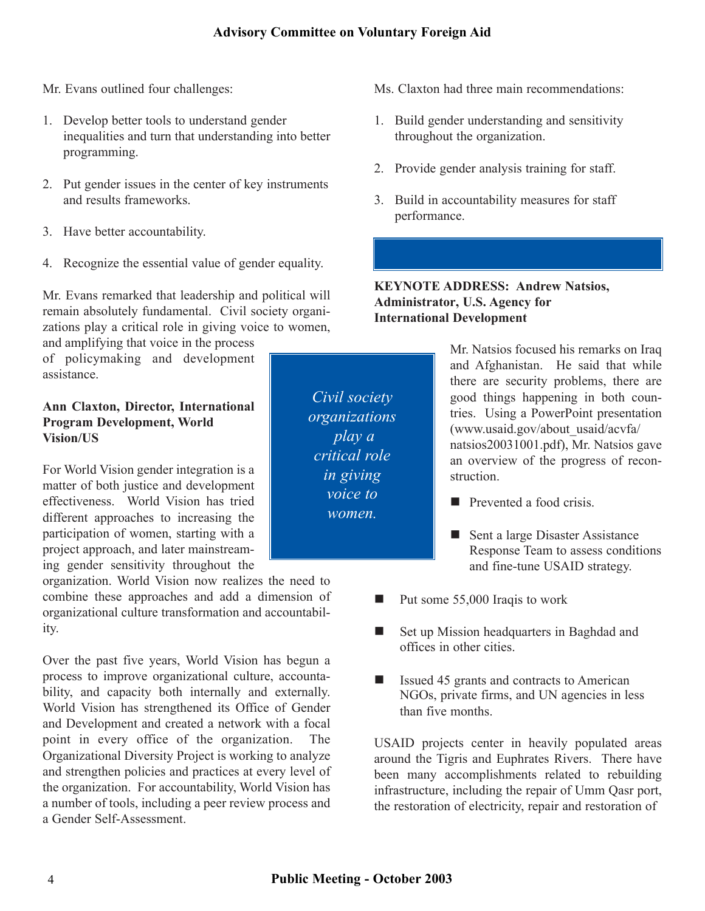Mr. Evans outlined four challenges:

1. Develop better tools to understand gender inequalities and turn that understanding into better programming.
2. Put gender issues in the center of key instruments and results frameworks.
3. Have better accountability.
4. Recognize the essential value of gender equality.

Mr. Evans remarked that leadership and political will remain absolutely fundamental. Civil society organizations play a critical role in giving voice to women, and amplifying that voice in the process of policymaking and development assistance.

*Civil society organizations play a critical role in giving voice to women.*

**Ann Claxton, Director, International Program Development, World Vision/US**

For World Vision gender integration is a matter of both justice and development effectiveness. World Vision has tried different approaches to increasing the participation of women, starting with a project approach, and later mainstreaming gender sensitivity throughout the organization. World Vision now realizes the need to combine these approaches and add a dimension of organizational culture transformation and accountability.

Over the past five years, World Vision has begun a process to improve organizational culture, accountability, and capacity both internally and externally. World Vision has strengthened its Office of Gender and Development and created a network with a focal point in every office of the organization. The Organizational Diversity Project is working to analyze and strengthen policies and practices at every level of the organization. For accountability, World Vision has a number of tools, including a peer review process and a Gender Self-Assessment.

Ms. Claxton had three main recommendations:

1. Build gender understanding and sensitivity throughout the organization.
2. Provide gender analysis training for staff.
3. Build in accountability measures for staff performance.

**KEYNOTE ADDRESS: Andrew Natsios, Administrator, U.S. Agency for International Development**

Mr. Natsios focused his remarks on Iraq and Afghanistan. He said that while there are security problems, there are good things happening in both countries. Using a PowerPoint presentation (www.usaid.gov/about_usaid/acvfa/natsios20031001.pdf), Mr. Natsios gave an overview of the progress of reconstruction.

- Prevented a food crisis.
- Sent a large Disaster Assistance Response Team to assess conditions and fine-tune USAID strategy.
- Put some 55,000 Iraqis to work
- Set up Mission headquarters in Baghdad and offices in other cities.
- Issued 45 grants and contracts to American NGOs, private firms, and UN agencies in less than five months.

USAID projects center in heavily populated areas around the Tigris and Euphrates Rivers. There have been many accomplishments related to rebuilding infrastructure, including the repair of Umm Qasr port, the restoration of electricity, repair and restoration of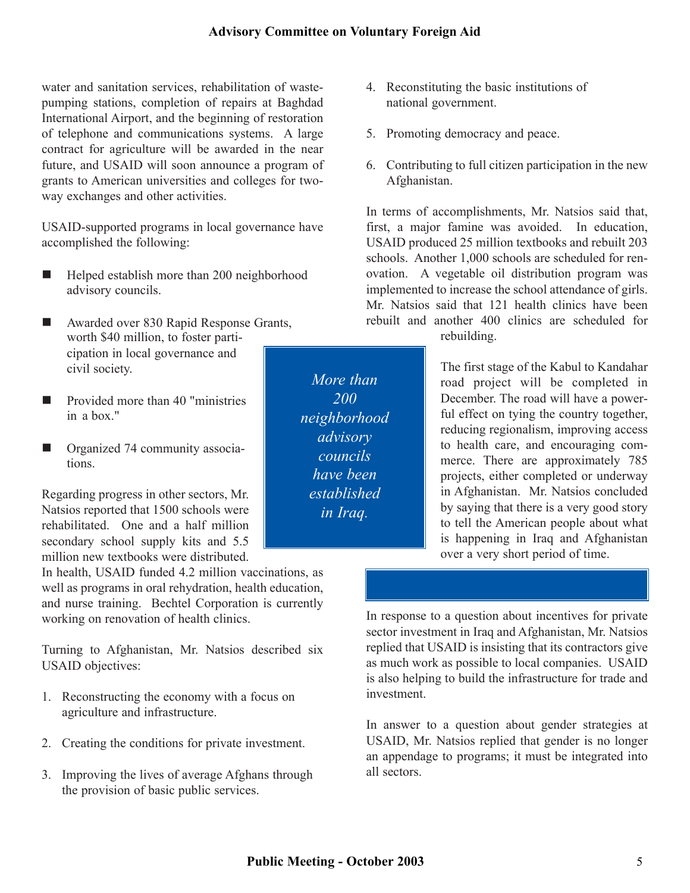water and sanitation services, rehabilitation of waste-pumping stations, completion of repairs at Baghdad International Airport, and the beginning of restoration of telephone and communications systems. A large contract for agriculture will be awarded in the near future, and USAID will soon announce a program of grants to American universities and colleges for two-way exchanges and other activities.

USAID-supported programs in local governance have accomplished the following:

- Helped establish more than 200 neighborhood advisory councils.
- Awarded over 830 Rapid Response Grants, worth $40 million, to foster participation in local governance and civil society.
- Provided more than 40 "ministries in a box."
- Organized 74 community associations.

*More than 200 neighborhood advisory councils have been established in Iraq.*

Regarding progress in other sectors, Mr. Natsios reported that 1500 schools were rehabilitated. One and a half million secondary school supply kits and 5.5 million new textbooks were distributed. In health, USAID funded 4.2 million vaccinations, as well as programs in oral rehydration, health education, and nurse training. Bechtel Corporation is currently working on renovation of health clinics.

Turning to Afghanistan, Mr. Natsios described six USAID objectives:

1. Reconstructing the economy with a focus on agriculture and infrastructure.
2. Creating the conditions for private investment.
3. Improving the lives of average Afghans through the provision of basic public services.
4. Reconstituting the basic institutions of national government.
5. Promoting democracy and peace.
6. Contributing to full citizen participation in the new Afghanistan.

In terms of accomplishments, Mr. Natsios said that, first, a major famine was avoided. In education, USAID produced 25 million textbooks and rebuilt 203 schools. Another 1,000 schools are scheduled for renovation. A vegetable oil distribution program was implemented to increase the school attendance of girls. Mr. Natsios said that 121 health clinics have been rebuilt and another 400 clinics are scheduled for rebuilding.

The first stage of the Kabul to Kandahar road project will be completed in December. The road will have a powerful effect on tying the country together, reducing regionalism, improving access to health care, and encouraging commerce. There are approximately 785 projects, either completed or underway in Afghanistan. Mr. Natsios concluded by saying that there is a very good story to tell the American people about what is happening in Iraq and Afghanistan over a very short period of time.

In response to a question about incentives for private sector investment in Iraq and Afghanistan, Mr. Natsios replied that USAID is insisting that its contractors give as much work as possible to local companies. USAID is also helping to build the infrastructure for trade and investment.

In answer to a question about gender strategies at USAID, Mr. Natsios replied that gender is no longer an appendage to programs; it must be integrated into all sectors.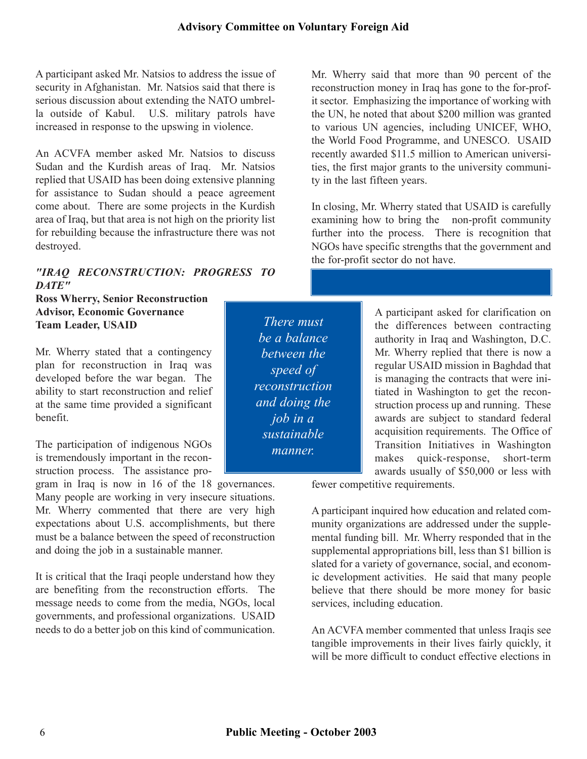A participant asked Mr. Natsios to address the issue of security in Afghanistan. Mr. Natsios said that there is serious discussion about extending the NATO umbrella outside of Kabul. U.S. military patrols have increased in response to the upswing in violence.

An ACVFA member asked Mr. Natsios to discuss Sudan and the Kurdish areas of Iraq. Mr. Natsios replied that USAID has been doing extensive planning for assistance to Sudan should a peace agreement come about. There are some projects in the Kurdish area of Iraq, but that area is not high on the priority list for rebuilding because the infrastructure there was not destroyed.

### *"IRAQ RECONSTRUCTION: PROGRESS TO DATE"*

**Ross Wherry, Senior Reconstruction Advisor, Economic Governance Team Leader, USAID**

Mr. Wherry stated that a contingency plan for reconstruction in Iraq was developed before the war began. The ability to start reconstruction and relief at the same time provided a significant benefit.

The participation of indigenous NGOs is tremendously important in the reconstruction process. The assistance program in Iraq is now in 16 of the 18 governances. Many people are working in very insecure situations. Mr. Wherry commented that there are very high expectations about U.S. accomplishments, but there must be a balance between the speed of reconstruction and doing the job in a sustainable manner.

> *There must be a balance between the speed of reconstruction and doing the job in a sustainable manner.*

It is critical that the Iraqi people understand how they are benefiting from the reconstruction efforts. The message needs to come from the media, NGOs, local governments, and professional organizations. USAID needs to do a better job on this kind of communication.

Mr. Wherry said that more than 90 percent of the reconstruction money in Iraq has gone to the for-profit sector. Emphasizing the importance of working with the UN, he noted that about $200 million was granted to various UN agencies, including UNICEF, WHO, the World Food Programme, and UNESCO. USAID recently awarded $11.5 million to American universities, the first major grants to the university community in the last fifteen years.

In closing, Mr. Wherry stated that USAID is carefully examining how to bring the non-profit community further into the process. There is recognition that NGOs have specific strengths that the government and the for-profit sector do not have.

A participant asked for clarification on the differences between contracting authority in Iraq and Washington, D.C. Mr. Wherry replied that there is now a regular USAID mission in Baghdad that is managing the contracts that were initiated in Washington to get the reconstruction process up and running. These awards are subject to standard federal acquisition requirements. The Office of Transition Initiatives in Washington makes quick-response, short-term awards usually of $50,000 or less with fewer competitive requirements.

A participant inquired how education and related community organizations are addressed under the supplemental funding bill. Mr. Wherry responded that in the supplemental appropriations bill, less than $1 billion is slated for a variety of governance, social, and economic development activities. He said that many people believe that there should be more money for basic services, including education.

An ACVFA member commented that unless Iraqis see tangible improvements in their lives fairly quickly, it will be more difficult to conduct effective elections in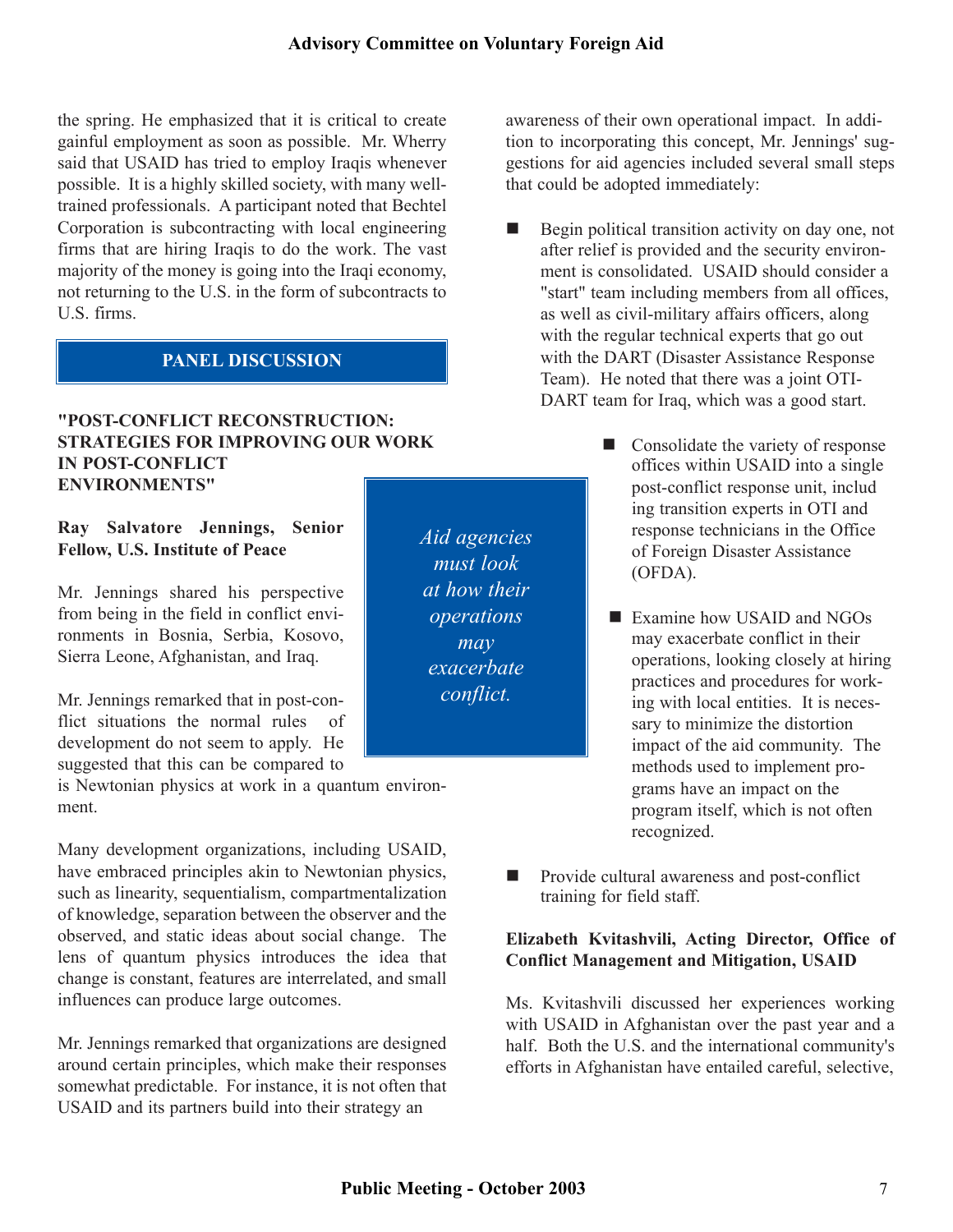the spring. He emphasized that it is critical to create gainful employment as soon as possible. Mr. Wherry said that USAID has tried to employ Iraqis whenever possible. It is a highly skilled society, with many well-trained professionals. A participant noted that Bechtel Corporation is subcontracting with local engineering firms that are hiring Iraqis to do the work. The vast majority of the money is going into the Iraqi economy, not returning to the U.S. in the form of subcontracts to U.S. firms.

## PANEL DISCUSSION

### "POST-CONFLICT RECONSTRUCTION: STRATEGIES FOR IMPROVING OUR WORK IN POST-CONFLICT ENVIRONMENTS"

**Ray Salvatore Jennings, Senior Fellow, U.S. Institute of Peace**

Mr. Jennings shared his perspective from being in the field in conflict environments in Bosnia, Serbia, Kosovo, Sierra Leone, Afghanistan, and Iraq.

Mr. Jennings remarked that in post-conflict situations the normal rules of development do not seem to apply. He suggested that this can be compared to is Newtonian physics at work in a quantum environment.

*Aid agencies must look at how their operations may exacerbate conflict.*

Many development organizations, including USAID, have embraced principles akin to Newtonian physics, such as linearity, sequentialism, compartmentalization of knowledge, separation between the observer and the observed, and static ideas about social change. The lens of quantum physics introduces the idea that change is constant, features are interrelated, and small influences can produce large outcomes.

Mr. Jennings remarked that organizations are designed around certain principles, which make their responses somewhat predictable. For instance, it is not often that USAID and its partners build into their strategy an awareness of their own operational impact. In addition to incorporating this concept, Mr. Jennings' suggestions for aid agencies included several small steps that could be adopted immediately:

- Begin political transition activity on day one, not after relief is provided and the security environment is consolidated. USAID should consider a "start" team including members from all offices, as well as civil-military affairs officers, along with the regular technical experts that go out with the DART (Disaster Assistance Response Team). He noted that there was a joint OTI-DART team for Iraq, which was a good start.
- Consolidate the variety of response offices within USAID into a single post-conflict response unit, including transition experts in OTI and response technicians in the Office of Foreign Disaster Assistance (OFDA).
- Examine how USAID and NGOs may exacerbate conflict in their operations, looking closely at hiring practices and procedures for working with local entities. It is necessary to minimize the distortion impact of the aid community. The methods used to implement programs have an impact on the program itself, which is not often recognized.
- Provide cultural awareness and post-conflict training for field staff.

**Elizabeth Kvitashvili, Acting Director, Office of Conflict Management and Mitigation, USAID**

Ms. Kvitashvili discussed her experiences working with USAID in Afghanistan over the past year and a half. Both the U.S. and the international community's efforts in Afghanistan have entailed careful, selective,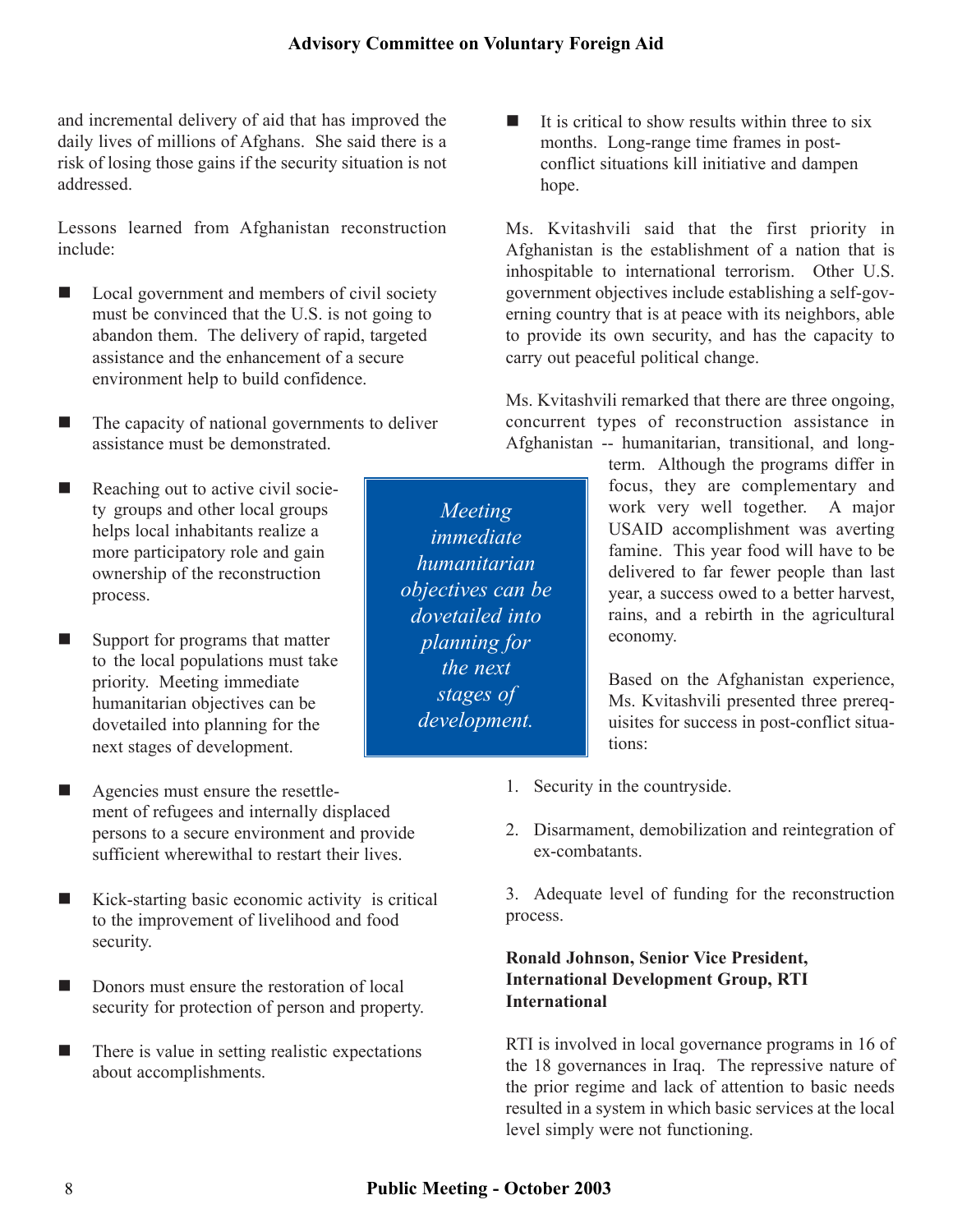and incremental delivery of aid that has improved the daily lives of millions of Afghans. She said there is a risk of losing those gains if the security situation is not addressed.

Lessons learned from Afghanistan reconstruction include:

- Local government and members of civil society must be convinced that the U.S. is not going to abandon them. The delivery of rapid, targeted assistance and the enhancement of a secure environment help to build confidence.
- The capacity of national governments to deliver assistance must be demonstrated.
- Reaching out to active civil society groups and other local groups helps local inhabitants realize a more participatory role and gain ownership of the reconstruction process.
- Support for programs that matter to the local populations must take priority. Meeting immediate humanitarian objectives can be dovetailed into planning for the next stages of development.
- Agencies must ensure the resettlement of refugees and internally displaced persons to a secure environment and provide sufficient wherewithal to restart their lives.
- Kick-starting basic economic activity is critical to the improvement of livelihood and food security.
- Donors must ensure the restoration of local security for protection of person and property.
- There is value in setting realistic expectations about accomplishments.
- It is critical to show results within three to six months. Long-range time frames in post-conflict situations kill initiative and dampen hope.

*Meeting immediate humanitarian objectives can be dovetailed into planning for the next stages of development.*

Ms. Kvitashvili said that the first priority in Afghanistan is the establishment of a nation that is inhospitable to international terrorism. Other U.S. government objectives include establishing a self-governing country that is at peace with its neighbors, able to provide its own security, and has the capacity to carry out peaceful political change.

Ms. Kvitashvili remarked that there are three ongoing, concurrent types of reconstruction assistance in Afghanistan -- humanitarian, transitional, and long-term. Although the programs differ in focus, they are complementary and work very well together. A major USAID accomplishment was averting famine. This year food will have to be delivered to far fewer people than last year, a success owed to a better harvest, rains, and a rebirth in the agricultural economy.

Based on the Afghanistan experience, Ms. Kvitashvili presented three prerequisites for success in post-conflict situations:

1. Security in the countryside.
2. Disarmament, demobilization and reintegration of ex-combatants.
3. Adequate level of funding for the reconstruction process.

**Ronald Johnson, Senior Vice President, International Development Group, RTI International**

RTI is involved in local governance programs in 16 of the 18 governances in Iraq. The repressive nature of the prior regime and lack of attention to basic needs resulted in a system in which basic services at the local level simply were not functioning.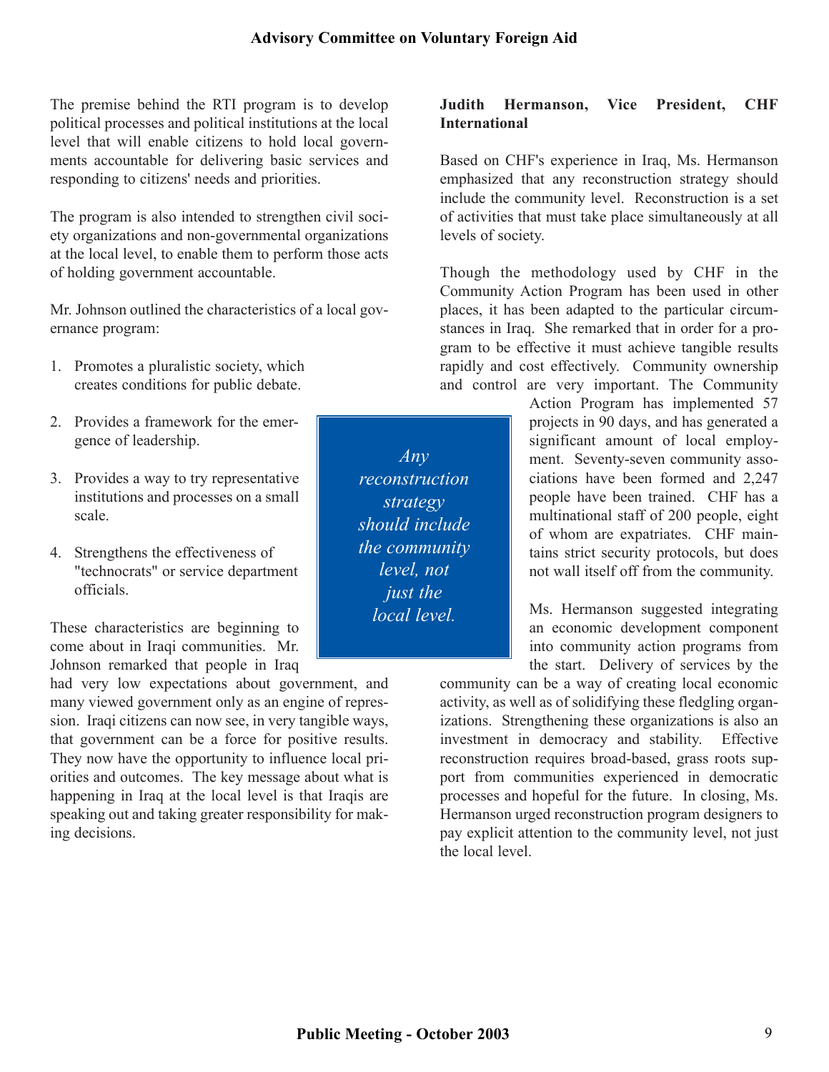The premise behind the RTI program is to develop political processes and political institutions at the local level that will enable citizens to hold local governments accountable for delivering basic services and responding to citizens' needs and priorities.

The program is also intended to strengthen civil society organizations and non-governmental organizations at the local level, to enable them to perform those acts of holding government accountable.

Mr. Johnson outlined the characteristics of a local governance program:

1. Promotes a pluralistic society, which creates conditions for public debate.
2. Provides a framework for the emergence of leadership.
3. Provides a way to try representative institutions and processes on a small scale.
4. Strengthens the effectiveness of "technocrats" or service department officials.

These characteristics are beginning to come about in Iraqi communities. Mr. Johnson remarked that people in Iraq had very low expectations about government, and many viewed government only as an engine of repression. Iraqi citizens can now see, in very tangible ways, that government can be a force for positive results. They now have the opportunity to influence local priorities and outcomes. The key message about what is happening in Iraq at the local level is that Iraqis are speaking out and taking greater responsibility for making decisions.

> *Any reconstruction strategy should include the community level, not just the local level.*

**Judith Hermanson, Vice President, CHF International**

Based on CHF's experience in Iraq, Ms. Hermanson emphasized that any reconstruction strategy should include the community level. Reconstruction is a set of activities that must take place simultaneously at all levels of society.

Though the methodology used by CHF in the Community Action Program has been used in other places, it has been adapted to the particular circumstances in Iraq. She remarked that in order for a program to be effective it must achieve tangible results rapidly and cost effectively. Community ownership and control are very important. The Community Action Program has implemented 57 projects in 90 days, and has generated a significant amount of local employment. Seventy-seven community associations have been formed and 2,247 people have been trained. CHF has a multinational staff of 200 people, eight of whom are expatriates. CHF maintains strict security protocols, but does not wall itself off from the community.

Ms. Hermanson suggested integrating an economic development component into community action programs from the start. Delivery of services by the community can be a way of creating local economic activity, as well as of solidifying these fledgling organizations. Strengthening these organizations is also an investment in democracy and stability. Effective reconstruction requires broad-based, grass roots support from communities experienced in democratic processes and hopeful for the future. In closing, Ms. Hermanson urged reconstruction program designers to pay explicit attention to the community level, not just the local level.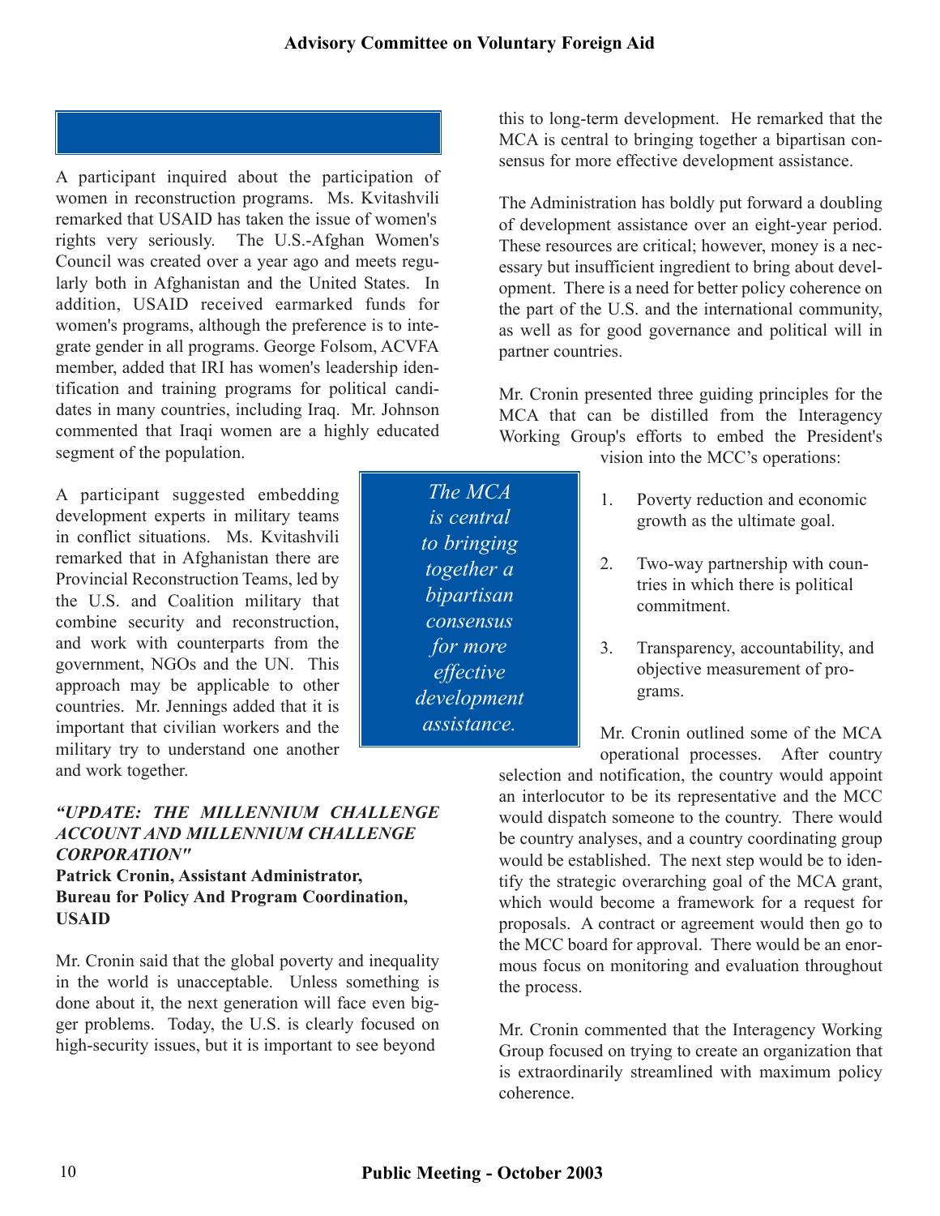A participant inquired about the participation of women in reconstruction programs. Ms. Kvitashvili remarked that USAID has taken the issue of women's rights very seriously. The U.S.-Afghan Women's Council was created over a year ago and meets regularly both in Afghanistan and the United States. In addition, USAID received earmarked funds for women's programs, although the preference is to integrate gender in all programs. George Folsom, ACVFA member, added that IRI has women's leadership identification and training programs for political candidates in many countries, including Iraq. Mr. Johnson commented that Iraqi women are a highly educated segment of the population.

A participant suggested embedding development experts in military teams in conflict situations. Ms. Kvitashvili remarked that in Afghanistan there are Provincial Reconstruction Teams, led by the U.S. and Coalition military that combine security and reconstruction, and work with counterparts from the government, NGOs and the UN. This approach may be applicable to other countries. Mr. Jennings added that it is important that civilian workers and the military try to understand one another and work together.

***"UPDATE: THE MILLENNIUM CHALLENGE ACCOUNT AND MILLENNIUM CHALLENGE CORPORATION"***

**Patrick Cronin, Assistant Administrator, Bureau for Policy And Program Coordination, USAID**

Mr. Cronin said that the global poverty and inequality in the world is unacceptable. Unless something is done about it, the next generation will face even bigger problems. Today, the U.S. is clearly focused on high-security issues, but it is important to see beyond this to long-term development. He remarked that the MCA is central to bringing together a bipartisan consensus for more effective development assistance.

> *The MCA is central to bringing together a bipartisan consensus for more effective development assistance.*

The Administration has boldly put forward a doubling of development assistance over an eight-year period. These resources are critical; however, money is a necessary but insufficient ingredient to bring about development. There is a need for better policy coherence on the part of the U.S. and the international community, as well as for good governance and political will in partner countries.

Mr. Cronin presented three guiding principles for the MCA that can be distilled from the Interagency Working Group's efforts to embed the President's vision into the MCC's operations:

1. Poverty reduction and economic growth as the ultimate goal.
2. Two-way partnership with countries in which there is political commitment.
3. Transparency, accountability, and objective measurement of programs.

Mr. Cronin outlined some of the MCA operational processes. After country selection and notification, the country would appoint an interlocutor to be its representative and the MCC would dispatch someone to the country. There would be country analyses, and a country coordinating group would be established. The next step would be to identify the strategic overarching goal of the MCA grant, which would become a framework for a request for proposals. A contract or agreement would then go to the MCC board for approval. There would be an enormous focus on monitoring and evaluation throughout the process.

Mr. Cronin commented that the Interagency Working Group focused on trying to create an organization that is extraordinarily streamlined with maximum policy coherence.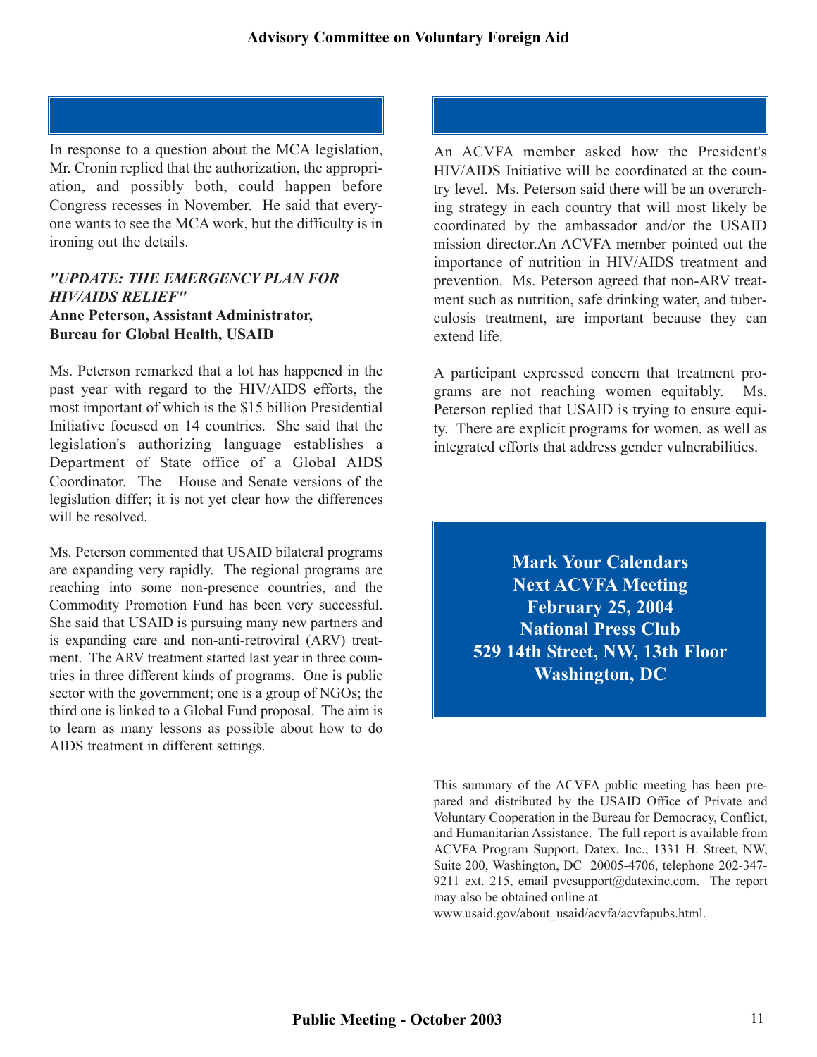In response to a question about the MCA legislation, Mr. Cronin replied that the authorization, the appropriation, and possibly both, could happen before Congress recesses in November. He said that everyone wants to see the MCA work, but the difficulty is in ironing out the details.

### *"UPDATE: THE EMERGENCY PLAN FOR HIV/AIDS RELIEF"*
**Anne Peterson, Assistant Administrator, Bureau for Global Health, USAID**

Ms. Peterson remarked that a lot has happened in the past year with regard to the HIV/AIDS efforts, the most important of which is the $15 billion Presidential Initiative focused on 14 countries. She said that the legislation's authorizing language establishes a Department of State office of a Global AIDS Coordinator. The House and Senate versions of the legislation differ; it is not yet clear how the differences will be resolved.

Ms. Peterson commented that USAID bilateral programs are expanding very rapidly. The regional programs are reaching into some non-presence countries, and the Commodity Promotion Fund has been very successful. She said that USAID is pursuing many new partners and is expanding care and non-anti-retroviral (ARV) treatment. The ARV treatment started last year in three countries in three different kinds of programs. One is public sector with the government; one is a group of NGOs; the third one is linked to a Global Fund proposal. The aim is to learn as many lessons as possible about how to do AIDS treatment in different settings.

An ACVFA member asked how the President's HIV/AIDS Initiative will be coordinated at the country level. Ms. Peterson said there will be an overarching strategy in each country that will most likely be coordinated by the ambassador and/or the USAID mission director.An ACVFA member pointed out the importance of nutrition in HIV/AIDS treatment and prevention. Ms. Peterson agreed that non-ARV treatment such as nutrition, safe drinking water, and tuberculosis treatment, are important because they can extend life.

A participant expressed concern that treatment programs are not reaching women equitably. Ms. Peterson replied that USAID is trying to ensure equity. There are explicit programs for women, as well as integrated efforts that address gender vulnerabilities.

**Mark Your Calendars**
**Next ACVFA Meeting**
**February 25, 2004**
**National Press Club**
**529 14th Street, NW, 13th Floor**
**Washington, DC**

This summary of the ACVFA public meeting has been prepared and distributed by the USAID Office of Private and Voluntary Cooperation in the Bureau for Democracy, Conflict, and Humanitarian Assistance. The full report is available from ACVFA Program Support, Datex, Inc., 1331 H. Street, NW, Suite 200, Washington, DC 20005-4706, telephone 202-347-9211 ext. 215, email pvcsupport@datexinc.com. The report may also be obtained online at www.usaid.gov/about_usaid/acvfa/acvfapubs.html.